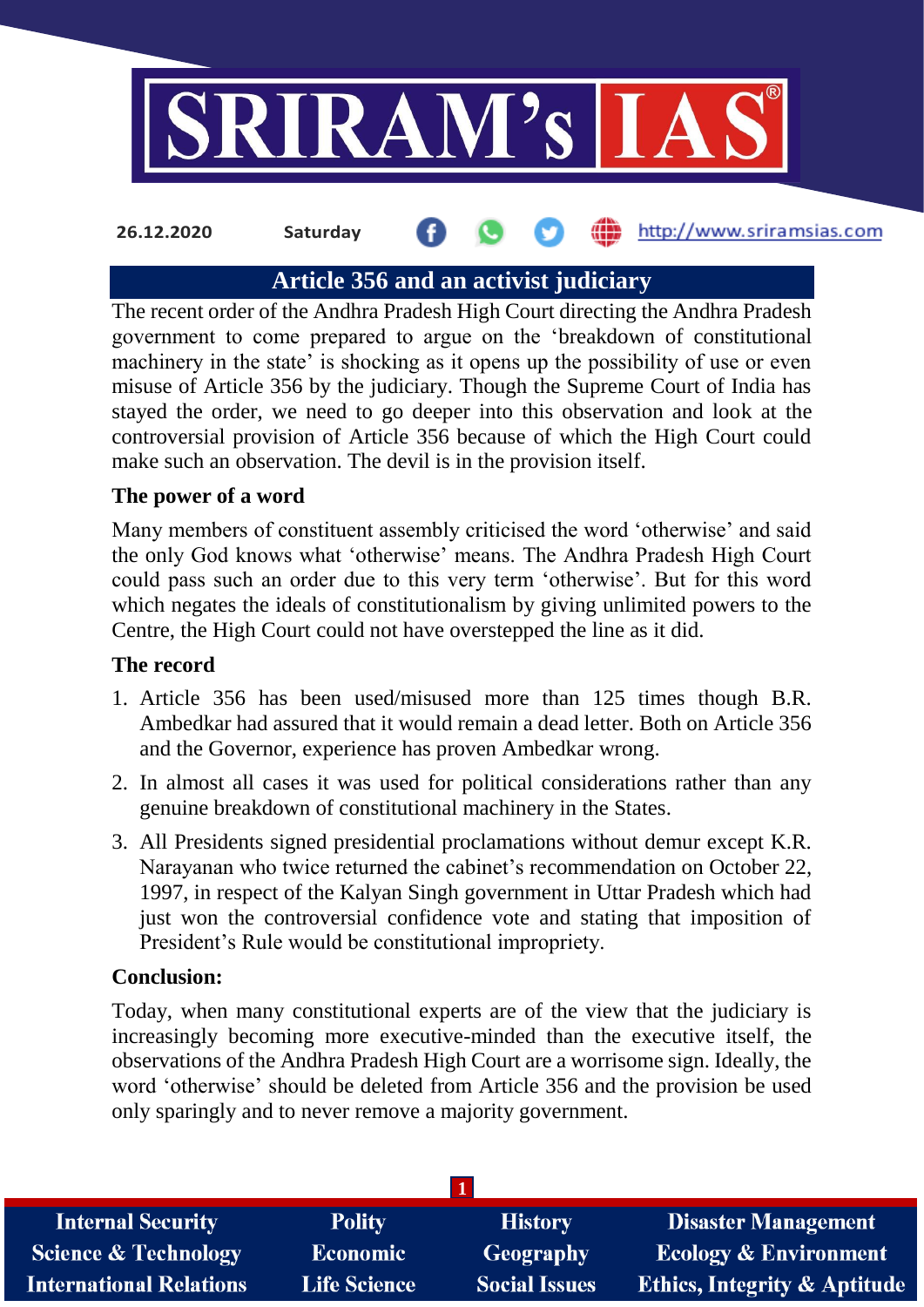26.12.2020 Saturday http://www.sriramsias.com

## Article 356 and an activist judiciary

The recent order of the Andhra Pradesh High Court directing the Andhra Pradesh government to come prepared to argue on the 'breakdown of constitutional machinery in the state' is shocking as it opens up the possibility of use or even misuse of Article 356 by the judiciary. Though the Supreme Court of India has stayed the order, we need to go deeper into this observation and look at the controversial provision of Article 356 because of which the High Court could make such an observation. The devil is in the provision itself.

### The power of a word

Many members of constituent assembly criticised the word 'otherwise' and said the only God knows what 'otherwise' means. The Andhra Pradesh High Court could pass such an order due to this very term 'otherwise'. But for this word which negates the ideals of constitutionalism by giving unlimited powers to the Centre, the High Court could not have overstepped the line as it did.

### The record

1. Article 356 has been used/misused more than 125 times though B.R. Ambedkar had assured that it would remain a dead letter. Both on Article 356 and the Governor, experience has proven Ambedkar wrong.
2. In almost all cases it was used for political considerations rather than any genuine breakdown of constitutional machinery in the States.
3. All Presidents signed presidential proclamations without demur except K.R. Narayanan who twice returned the cabinet's recommendation on October 22, 1997, in respect of the Kalyan Singh government in Uttar Pradesh which had just won the controversial confidence vote and stating that imposition of President's Rule would be constitutional impropriety.

### Conclusion:

Today, when many constitutional experts are of the view that the judiciary is increasingly becoming more executive-minded than the executive itself, the observations of the Andhra Pradesh High Court are a worrisome sign. Ideally, the word 'otherwise' should be deleted from Article 356 and the provision be used only sparingly and to never remove a majority government.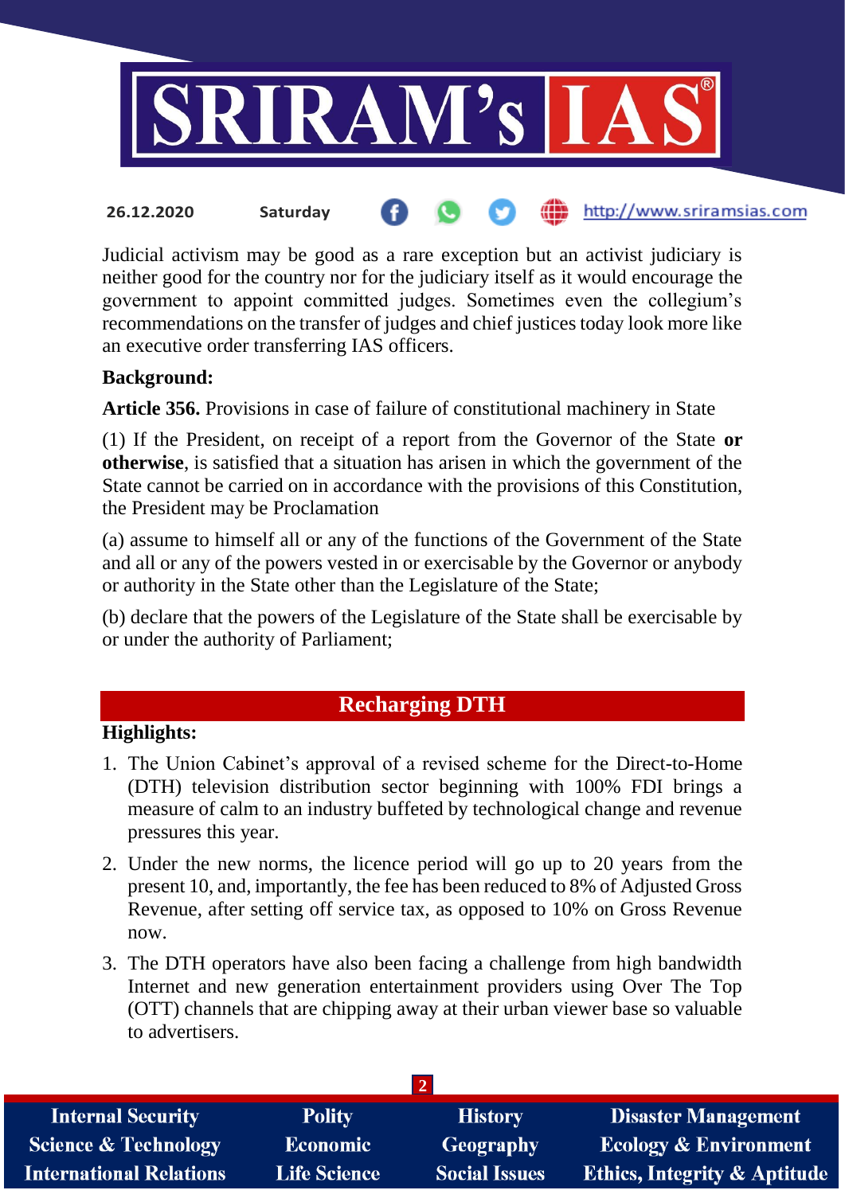Judicial activism may be good as a rare exception but an activist judiciary is neither good for the country nor for the judiciary itself as it would encourage the government to appoint committed judges. Sometimes even the collegium's recommendations on the transfer of judges and chief justices today look more like an executive order transferring IAS officers.

**Background:**

**Article 356.** Provisions in case of failure of constitutional machinery in State

(1) If the President, on receipt of a report from the Governor of the State **or otherwise**, is satisfied that a situation has arisen in which the government of the State cannot be carried on in accordance with the provisions of this Constitution, the President may be Proclamation

(a) assume to himself all or any of the functions of the Government of the State and all or any of the powers vested in or exercisable by the Governor or anybody or authority in the State other than the Legislature of the State;

(b) declare that the powers of the Legislature of the State shall be exercisable by or under the authority of Parliament;

## Recharging DTH

**Highlights:**

1. The Union Cabinet's approval of a revised scheme for the Direct-to-Home (DTH) television distribution sector beginning with 100% FDI brings a measure of calm to an industry buffeted by technological change and revenue pressures this year.
2. Under the new norms, the licence period will go up to 20 years from the present 10, and, importantly, the fee has been reduced to 8% of Adjusted Gross Revenue, after setting off service tax, as opposed to 10% on Gross Revenue now.
3. The DTH operators have also been facing a challenge from high bandwidth Internet and new generation entertainment providers using Over The Top (OTT) channels that are chipping away at their urban viewer base so valuable to advertisers.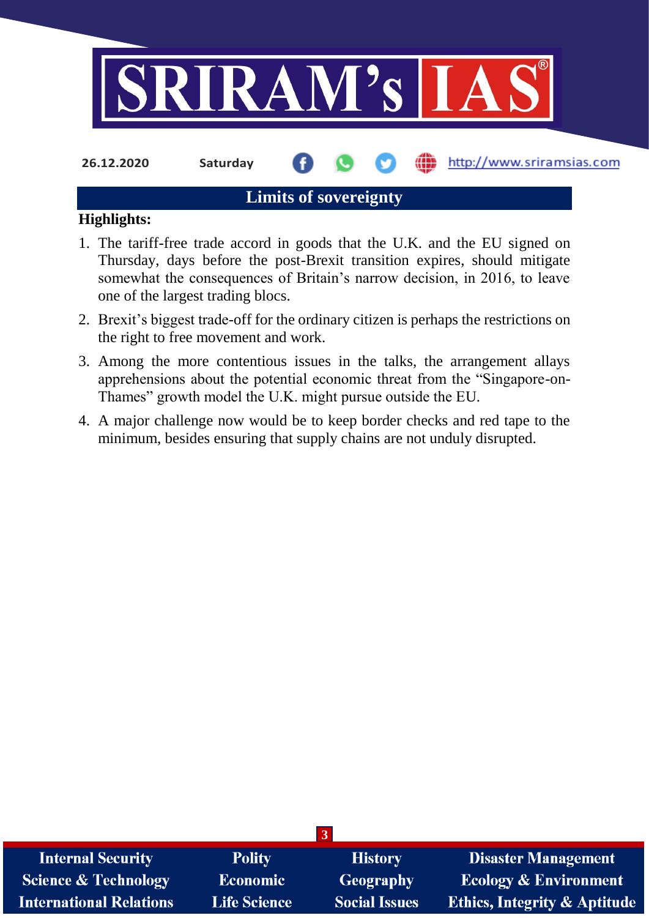## Limits of sovereignty

**Highlights:**

1. The tariff-free trade accord in goods that the U.K. and the EU signed on Thursday, days before the post-Brexit transition expires, should mitigate somewhat the consequences of Britain's narrow decision, in 2016, to leave one of the largest trading blocs.
2. Brexit's biggest trade-off for the ordinary citizen is perhaps the restrictions on the right to free movement and work.
3. Among the more contentious issues in the talks, the arrangement allays apprehensions about the potential economic threat from the "Singapore-on-Thames" growth model the U.K. might pursue outside the EU.
4. A major challenge now would be to keep border checks and red tape to the minimum, besides ensuring that supply chains are not unduly disrupted.